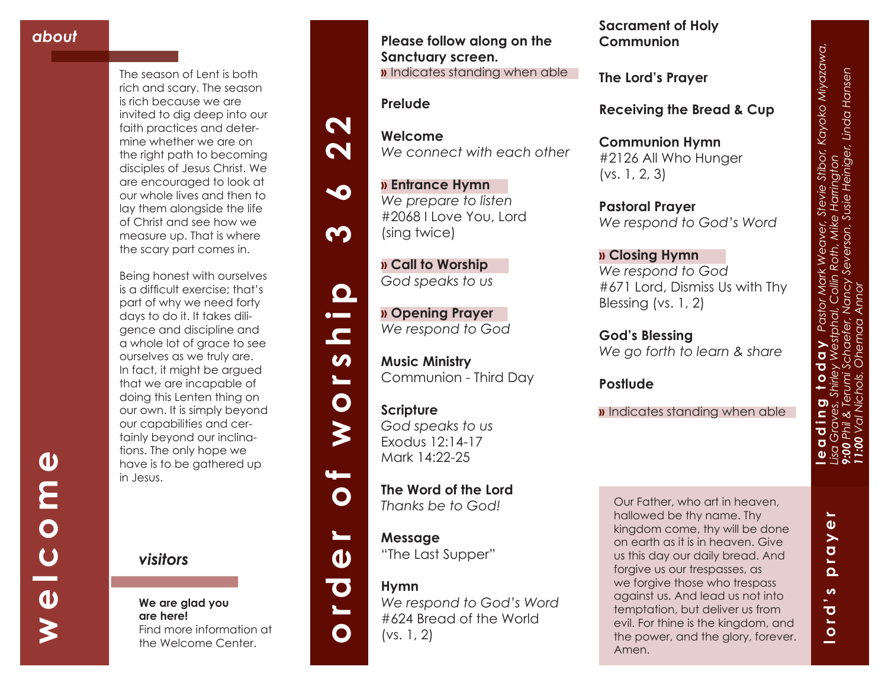# welcome

## about

The season of Lent is both rich and scary. The season is rich because we are invited to dig deep into our faith practices and determine whether we are on the right path to becoming disciples of Jesus Christ. We are encouraged to look at our whole lives and then to lay them alongside the life of Christ and see how we measure up. That is where the scary part comes in.

Being honest with ourselves is a difficult exercise; that's part of why we need forty days to do it. It takes diligence and discipline and a whole lot of grace to see ourselves as we truly are. In fact, it might be argued that we are incapable of doing this Lenten thing on our own. It is simply beyond our capabilities and certainly beyond our inclinations. The only hope we have is to be gathered up in Jesus.

## visitors

**We are glad you are here!**
Find more information at the Welcome Center.

# order of worship 3 6 22

**Please follow along on the Sanctuary screen.**
» Indicates standing when able

**Prelude**

**Welcome**
*We connect with each other*

**» Entrance Hymn**
*We prepare to listen*
#2068 I Love You, Lord
(sing twice)

**» Call to Worship**
*God speaks to us*

**» Opening Prayer**
*We respond to God*

**Music Ministry**
Communion - Third Day

**Scripture**
*God speaks to us*
Exodus 12:14-17
Mark 14:22-25

**The Word of the Lord**
*Thanks be to God!*

**Message**
"The Last Supper"

**Hymn**
*We respond to God's Word*
#624 Bread of the World
(vs. 1, 2)

**Sacrament of Holy Communion**

**The Lord's Prayer**

**Receiving the Bread & Cup**

**Communion Hymn**
#2126 All Who Hunger
(vs. 1, 2, 3)

**Pastoral Prayer**
*We respond to God's Word*

**» Closing Hymn**
*We respond to God*
#671 Lord, Dismiss Us with Thy Blessing (vs. 1, 2)

**God's Blessing**
*We go forth to learn & share*

**Postlude**

» Indicates standing when able

# leading today

*Pastor Mark Weaver, Stevie Stibor, Kayoko Miyazawa, Lisa Graves, Shirley Westphal, Collin Roth, Mike Harrington*
***9:00*** *Phil & Terumi Schaefer, Nancy Severson, Susie Heiniger, Linda Hansen*
***11:00*** *Val Nichols, Ohemaa Annor*

# lord's prayer

Our Father, who art in heaven, hallowed be thy name. Thy kingdom come, thy will be done on earth as it is in heaven. Give us this day our daily bread. And forgive us our trespasses, as we forgive those who trespass against us. And lead us not into temptation, but deliver us from evil. For thine is the kingdom, and the power, and the glory, forever. Amen.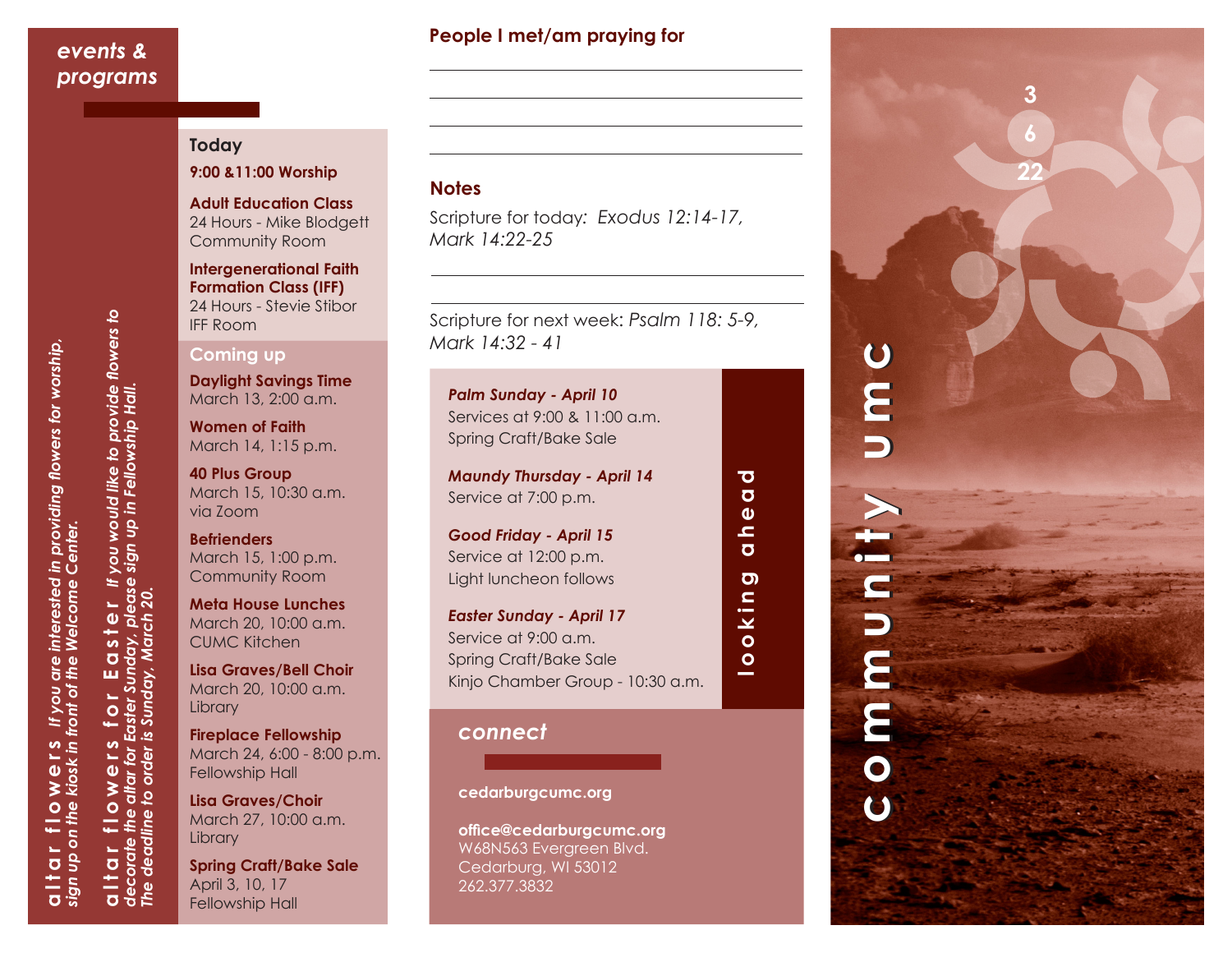## events & programs

**altar flowers** *If you are interested in providing flowers for worship, sign up on the kiosk in front of the Welcome Center.*

**altar flowers for Easter** *If you would like to provide flowers to decorate the altar for Easter Sunday, please sign up in Fellowship Hall. The deadline to order is Sunday, March 20.*

### Today

**9:00 &11:00 Worship**

**Adult Education Class**
24 Hours - Mike Blodgett
Community Room

**Intergenerational Faith Formation Class (IFF)**
24 Hours - Stevie Stibor
IFF Room

### Coming up

**Daylight Savings Time**
March 13, 2:00 a.m.

**Women of Faith**
March 14, 1:15 p.m.

**40 Plus Group**
March 15, 10:30 a.m.
via Zoom

**Befrienders**
March 15, 1:00 p.m.
Community Room

**Meta House Lunches**
March 20, 10:00 a.m.
CUMC Kitchen

**Lisa Graves/Bell Choir**
March 20, 10:00 a.m.
Library

**Fireplace Fellowship**
March 24, 6:00 - 8:00 p.m.
Fellowship Hall

**Lisa Graves/Choir**
March 27, 10:00 a.m.
Library

**Spring Craft/Bake Sale**
April 3, 10, 17
Fellowship Hall

## People I met/am praying for

## Notes

Scripture for today: *Exodus 12:14-17, Mark 14:22-25*

Scripture for next week: *Psalm 118: 5-9, Mark 14:32 - 41*

## looking ahead

***Palm Sunday - April 10***
Services at 9:00 & 11:00 a.m.
Spring Craft/Bake Sale

***Maundy Thursday - April 14***
Service at 7:00 p.m.

***Good Friday - April 15***
Service at 12:00 p.m.
Light luncheon follows

***Easter Sunday - April 17***
Service at 9:00 a.m.
Spring Craft/Bake Sale
Kinjo Chamber Group - 10:30 a.m.

## connect

**cedarburgcumc.org**

**office@cedarburgcumc.org**
W68N563 Evergreen Blvd.
Cedarburg, WI 53012
262.377.3832

# community umc

3
6
22